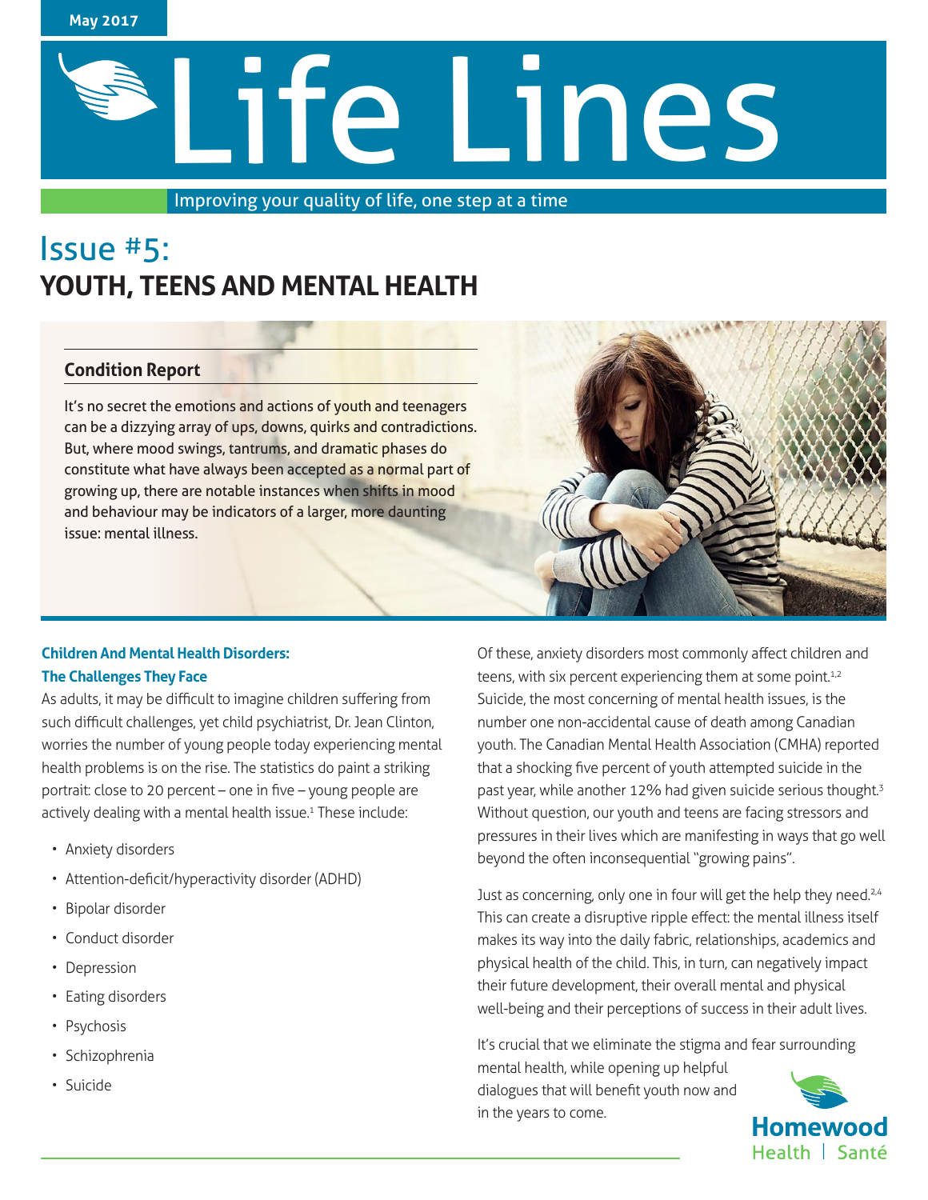May 2017

# Life Lines

Improving your quality of life, one step at a time

## Issue #5:
## YOUTH, TEENS AND MENTAL HEALTH

### Condition Report

It's no secret the emotions and actions of youth and teenagers can be a dizzying array of ups, downs, quirks and contradictions. But, where mood swings, tantrums, and dramatic phases do constitute what have always been accepted as a normal part of growing up, there are notable instances when shifts in mood and behaviour may be indicators of a larger, more daunting issue: mental illness.

### Children And Mental Health Disorders: The Challenges They Face

As adults, it may be difficult to imagine children suffering from such difficult challenges, yet child psychiatrist, Dr. Jean Clinton, worries the number of young people today experiencing mental health problems is on the rise. The statistics do paint a striking portrait: close to 20 percent – one in five – young people are actively dealing with a mental health issue.[1] These include:

- Anxiety disorders
- Attention-deficit/hyperactivity disorder (ADHD)
- Bipolar disorder
- Conduct disorder
- Depression
- Eating disorders
- Psychosis
- Schizophrenia
- Suicide

Of these, anxiety disorders most commonly affect children and teens, with six percent experiencing them at some point.[1,2] Suicide, the most concerning of mental health issues, is the number one non-accidental cause of death among Canadian youth. The Canadian Mental Health Association (CMHA) reported that a shocking five percent of youth attempted suicide in the past year, while another 12% had given suicide serious thought.[3] Without question, our youth and teens are facing stressors and pressures in their lives which are manifesting in ways that go well beyond the often inconsequential "growing pains".

Just as concerning, only one in four will get the help they need.[2,4] This can create a disruptive ripple effect: the mental illness itself makes its way into the daily fabric, relationships, academics and physical health of the child. This, in turn, can negatively impact their future development, their overall mental and physical well-being and their perceptions of success in their adult lives.

It's crucial that we eliminate the stigma and fear surrounding mental health, while opening up helpful dialogues that will benefit youth now and in the years to come.

Homewood Health | Santé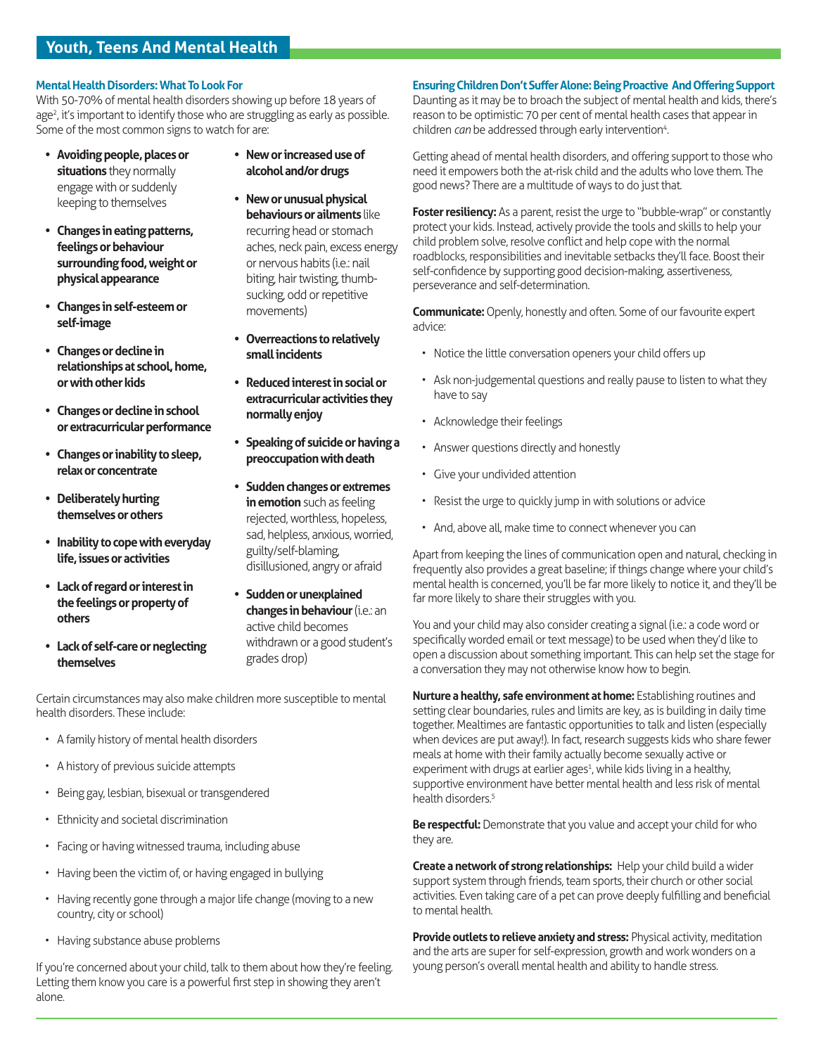## Youth, Teens And Mental Health

### Mental Health Disorders: What To Look For

With 50-70% of mental health disorders showing up before 18 years of age[2], it's important to identify those who are struggling as early as possible. Some of the most common signs to watch for are:

- **Avoiding people, places or situations** they normally engage with or suddenly keeping to themselves
- **Changes in eating patterns, feelings or behaviour surrounding food, weight or physical appearance**
- **Changes in self-esteem or self-image**
- **Changes or decline in relationships at school, home, or with other kids**
- **Changes or decline in school or extracurricular performance**
- **Changes or inability to sleep, relax or concentrate**
- **Deliberately hurting themselves or others**
- **Inability to cope with everyday life, issues or activities**
- **Lack of regard or interest in the feelings or property of others**
- **Lack of self-care or neglecting themselves**
- **New or increased use of alcohol and/or drugs**
- **New or unusual physical behaviours or ailments** like recurring head or stomach aches, neck pain, excess energy or nervous habits (i.e.: nail biting, hair twisting, thumb-sucking, odd or repetitive movements)
- **Overreactions to relatively small incidents**
- **Reduced interest in social or extracurricular activities they normally enjoy**
- **Speaking of suicide or having a preoccupation with death**
- **Sudden changes or extremes in emotion** such as feeling rejected, worthless, hopeless, sad, helpless, anxious, worried, guilty/self-blaming, disillusioned, angry or afraid
- **Sudden or unexplained changes in behaviour** (i.e.: an active child becomes withdrawn or a good student's grades drop)

Certain circumstances may also make children more susceptible to mental health disorders. These include:

- A family history of mental health disorders
- A history of previous suicide attempts
- Being gay, lesbian, bisexual or transgendered
- Ethnicity and societal discrimination
- Facing or having witnessed trauma, including abuse
- Having been the victim of, or having engaged in bullying
- Having recently gone through a major life change (moving to a new country, city or school)
- Having substance abuse problems

If you're concerned about your child, talk to them about how they're feeling. Letting them know you care is a powerful first step in showing they aren't alone.

### Ensuring Children Don't Suffer Alone: Being Proactive And Offering Support

Daunting as it may be to broach the subject of mental health and kids, there's reason to be optimistic: 70 per cent of mental health cases that appear in children *can* be addressed through early intervention[4].

Getting ahead of mental health disorders, and offering support to those who need it empowers both the at-risk child and the adults who love them. The good news? There are a multitude of ways to do just that.

**Foster resiliency:** As a parent, resist the urge to "bubble-wrap" or constantly protect your kids. Instead, actively provide the tools and skills to help your child problem solve, resolve conflict and help cope with the normal roadblocks, responsibilities and inevitable setbacks they'll face. Boost their self-confidence by supporting good decision-making, assertiveness, perseverance and self-determination.

**Communicate:** Openly, honestly and often. Some of our favourite expert advice:

- Notice the little conversation openers your child offers up
- Ask non-judgemental questions and really pause to listen to what they have to say
- Acknowledge their feelings
- Answer questions directly and honestly
- Give your undivided attention
- Resist the urge to quickly jump in with solutions or advice
- And, above all, make time to connect whenever you can

Apart from keeping the lines of communication open and natural, checking in frequently also provides a great baseline; if things change where your child's mental health is concerned, you'll be far more likely to notice it, and they'll be far more likely to share their struggles with you.

You and your child may also consider creating a signal (i.e.: a code word or specifically worded email or text message) to be used when they'd like to open a discussion about something important. This can help set the stage for a conversation they may not otherwise know how to begin.

**Nurture a healthy, safe environment at home:** Establishing routines and setting clear boundaries, rules and limits are key, as is building in daily time together. Mealtimes are fantastic opportunities to talk and listen (especially when devices are put away!). In fact, research suggests kids who share fewer meals at home with their family actually become sexually active or experiment with drugs at earlier ages[3], while kids living in a healthy, supportive environment have better mental health and less risk of mental health disorders.[5]

**Be respectful:** Demonstrate that you value and accept your child for who they are.

**Create a network of strong relationships:** Help your child build a wider support system through friends, team sports, their church or other social activities. Even taking care of a pet can prove deeply fulfilling and beneficial to mental health.

**Provide outlets to relieve anxiety and stress:** Physical activity, meditation and the arts are super for self-expression, growth and work wonders on a young person's overall mental health and ability to handle stress.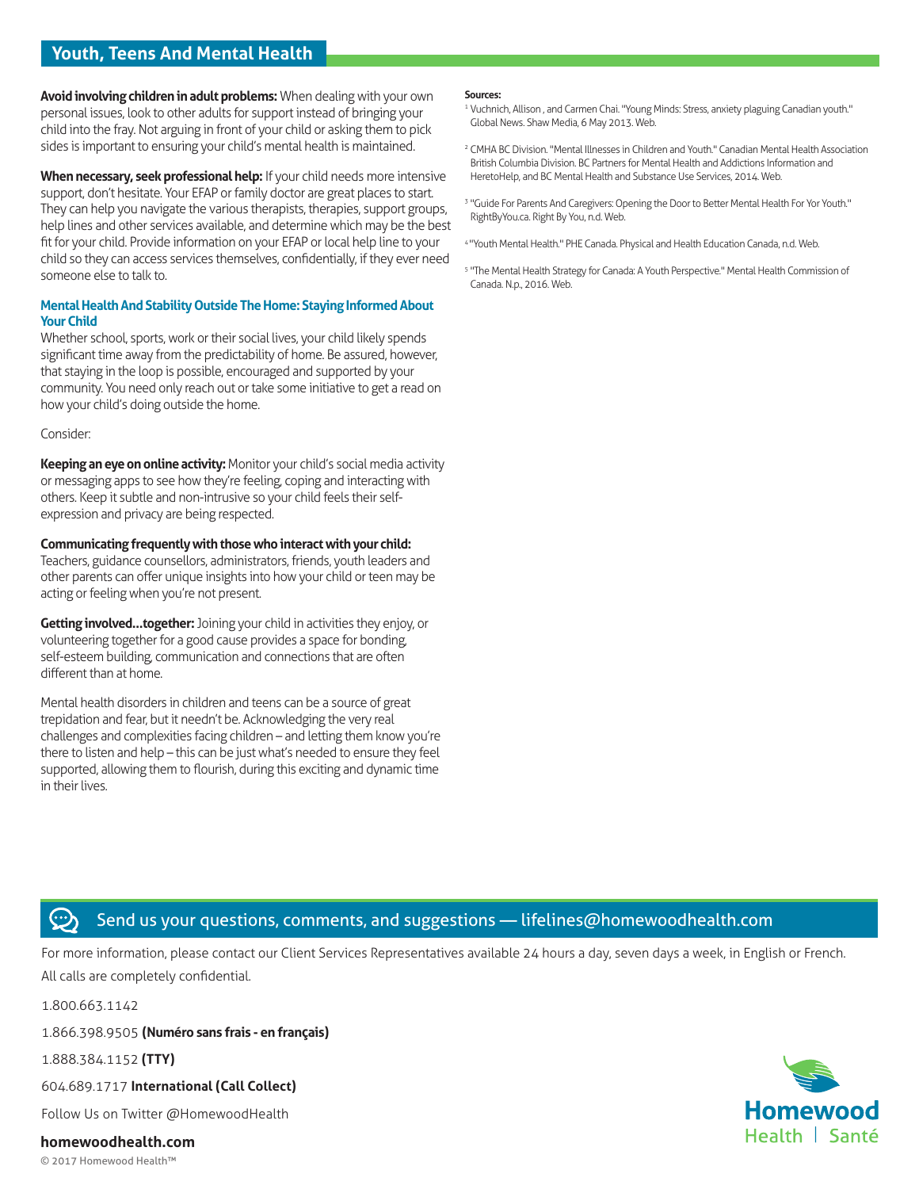**Avoid involving children in adult problems:** When dealing with your own personal issues, look to other adults for support instead of bringing your child into the fray. Not arguing in front of your child or asking them to pick sides is important to ensuring your child's mental health is maintained.

**When necessary, seek professional help:** If your child needs more intensive support, don't hesitate. Your EFAP or family doctor are great places to start. They can help you navigate the various therapists, therapies, support groups, help lines and other services available, and determine which may be the best fit for your child. Provide information on your EFAP or local help line to your child so they can access services themselves, confidentially, if they ever need someone else to talk to.

### Mental Health And Stability Outside The Home: Staying Informed About Your Child

Whether school, sports, work or their social lives, your child likely spends significant time away from the predictability of home. Be assured, however, that staying in the loop is possible, encouraged and supported by your community. You need only reach out or take some initiative to get a read on how your child's doing outside the home.

Consider:

**Keeping an eye on online activity:** Monitor your child's social media activity or messaging apps to see how they're feeling, coping and interacting with others. Keep it subtle and non-intrusive so your child feels their self-expression and privacy are being respected.

**Communicating frequently with those who interact with your child:** Teachers, guidance counsellors, administrators, friends, youth leaders and other parents can offer unique insights into how your child or teen may be acting or feeling when you're not present.

**Getting involved…together:** Joining your child in activities they enjoy, or volunteering together for a good cause provides a space for bonding, self-esteem building, communication and connections that are often different than at home.

Mental health disorders in children and teens can be a source of great trepidation and fear, but it needn't be. Acknowledging the very real challenges and complexities facing children – and letting them know you're there to listen and help – this can be just what's needed to ensure they feel supported, allowing them to flourish, during this exciting and dynamic time in their lives.

**Sources:**

[1] Vuchnich, Allison , and Carmen Chai. "Young Minds: Stress, anxiety plaguing Canadian youth." Global News. Shaw Media, 6 May 2013. Web.

[2] CMHA BC Division. "Mental Illnesses in Children and Youth." Canadian Mental Health Association British Columbia Division. BC Partners for Mental Health and Addictions Information and HeretoHelp, and BC Mental Health and Substance Use Services, 2014. Web.

[3] "Guide For Parents And Caregivers: Opening the Door to Better Mental Health For Yor Youth." RightByYou.ca. Right By You, n.d. Web.

[4] "Youth Mental Health." PHE Canada. Physical and Health Education Canada, n.d. Web.

[5] "The Mental Health Strategy for Canada: A Youth Perspective." Mental Health Commission of Canada. N.p., 2016. Web.

## Send us your questions, comments, and suggestions — lifelines@homewoodhealth.com

For more information, please contact our Client Services Representatives available 24 hours a day, seven days a week, in English or French. All calls are completely confidential.

1.800.663.1142

1.866.398.9505 **(Numéro sans frais - en français)**

1.888.384.1152 **(TTY)**

604.689.1717 **International (Call Collect)**

Follow Us on Twitter @HomewoodHealth

**homewoodhealth.com**

© 2017 Homewood Health™

Homewood Health | Santé